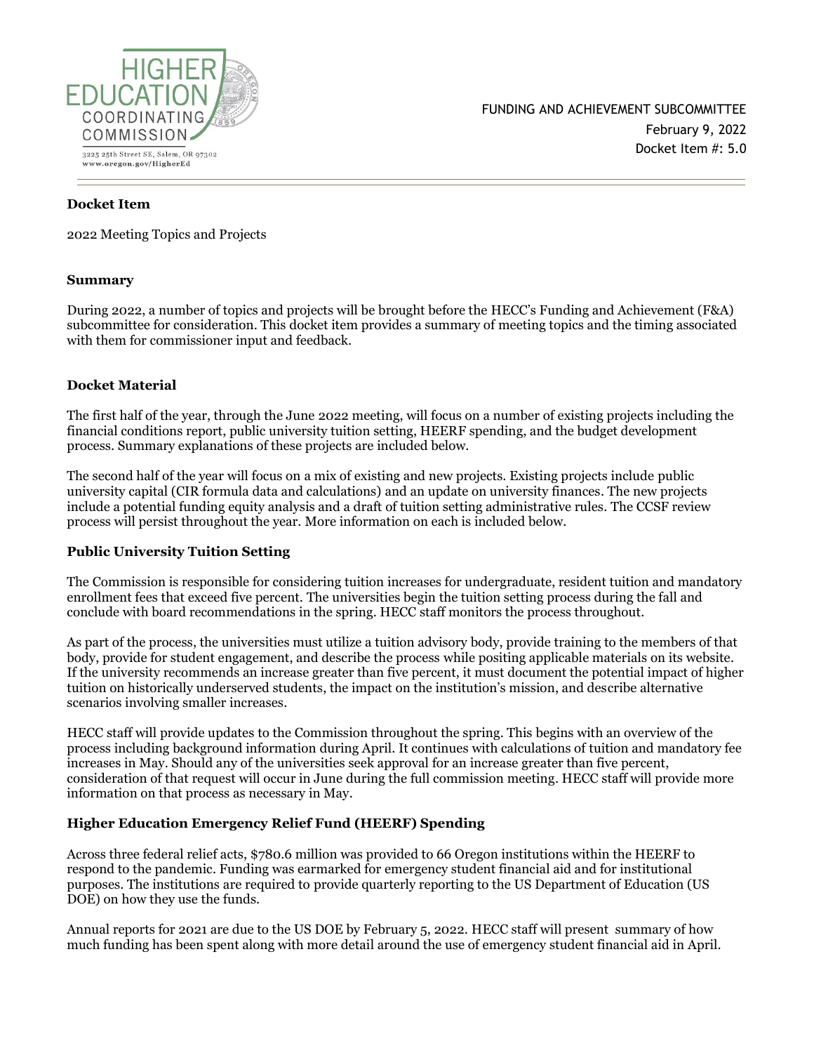HIGHER EDUCATION COORDINATING COMMISSION

3225 25th Street SE, Salem, OR 97302
www.oregon.gov/HigherEd

FUNDING AND ACHIEVEMENT SUBCOMMITTEE
February 9, 2022
Docket Item #: 5.0

---

**Docket Item**

2022 Meeting Topics and Projects

**Summary**

During 2022, a number of topics and projects will be brought before the HECC's Funding and Achievement (F&A) subcommittee for consideration. This docket item provides a summary of meeting topics and the timing associated with them for commissioner input and feedback.

**Docket Material**

The first half of the year, through the June 2022 meeting, will focus on a number of existing projects including the financial conditions report, public university tuition setting, HEERF spending, and the budget development process. Summary explanations of these projects are included below.

The second half of the year will focus on a mix of existing and new projects. Existing projects include public university capital (CIR formula data and calculations) and an update on university finances. The new projects include a potential funding equity analysis and a draft of tuition setting administrative rules. The CCSF review process will persist throughout the year. More information on each is included below.

**Public University Tuition Setting**

The Commission is responsible for considering tuition increases for undergraduate, resident tuition and mandatory enrollment fees that exceed five percent. The universities begin the tuition setting process during the fall and conclude with board recommendations in the spring. HECC staff monitors the process throughout.

As part of the process, the universities must utilize a tuition advisory body, provide training to the members of that body, provide for student engagement, and describe the process while positing applicable materials on its website. If the university recommends an increase greater than five percent, it must document the potential impact of higher tuition on historically underserved students, the impact on the institution's mission, and describe alternative scenarios involving smaller increases.

HECC staff will provide updates to the Commission throughout the spring. This begins with an overview of the process including background information during April. It continues with calculations of tuition and mandatory fee increases in May. Should any of the universities seek approval for an increase greater than five percent, consideration of that request will occur in June during the full commission meeting. HECC staff will provide more information on that process as necessary in May.

**Higher Education Emergency Relief Fund (HEERF) Spending**

Across three federal relief acts, $780.6 million was provided to 66 Oregon institutions within the HEERF to respond to the pandemic. Funding was earmarked for emergency student financial aid and for institutional purposes. The institutions are required to provide quarterly reporting to the US Department of Education (US DOE) on how they use the funds.

Annual reports for 2021 are due to the US DOE by February 5, 2022. HECC staff will present summary of how much funding has been spent along with more detail around the use of emergency student financial aid in April.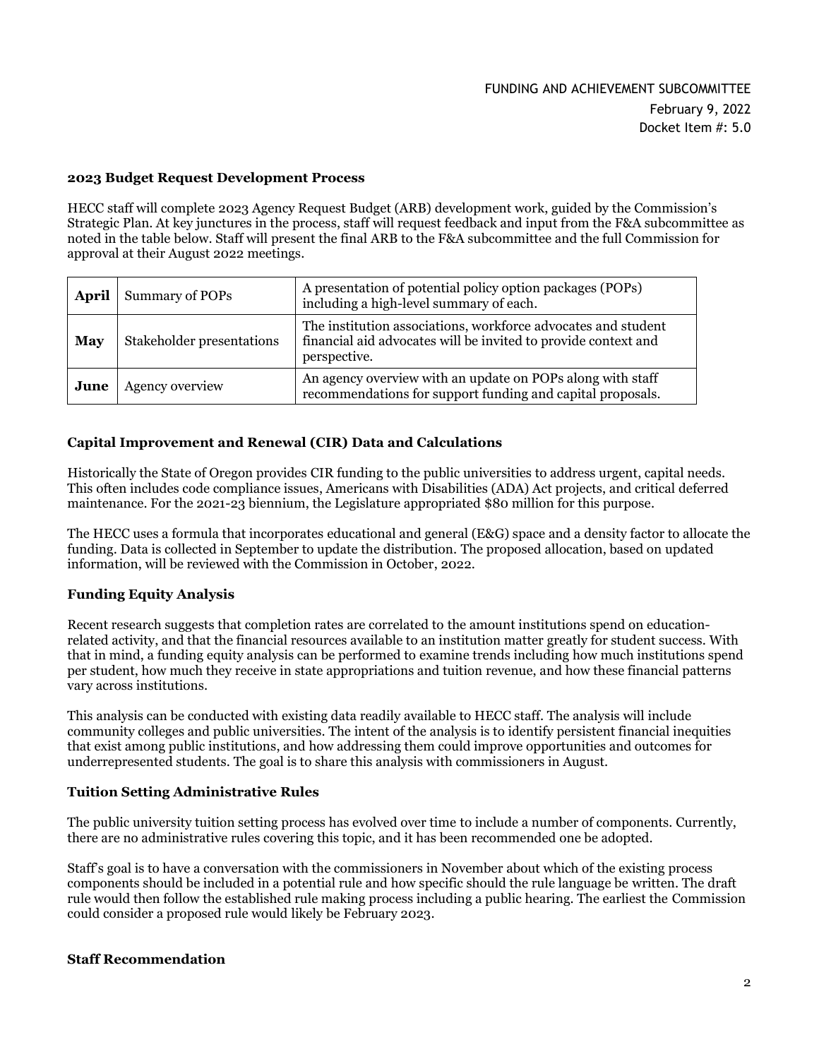FUNDING AND ACHIEVEMENT SUBCOMMITTEE

February 9, 2022

Docket Item #: 5.0

**2023 Budget Request Development Process**

HECC staff will complete 2023 Agency Request Budget (ARB) development work, guided by the Commission's Strategic Plan. At key junctures in the process, staff will request feedback and input from the F&A subcommittee as noted in the table below. Staff will present the final ARB to the F&A subcommittee and the full Commission for approval at their August 2022 meetings.

| | | |
|---|---|---|
| **April** | Summary of POPs | A presentation of potential policy option packages (POPs) including a high-level summary of each. |
| **May** | Stakeholder presentations | The institution associations, workforce advocates and student financial aid advocates will be invited to provide context and perspective. |
| **June** | Agency overview | An agency overview with an update on POPs along with staff recommendations for support funding and capital proposals. |

**Capital Improvement and Renewal (CIR) Data and Calculations**

Historically the State of Oregon provides CIR funding to the public universities to address urgent, capital needs. This often includes code compliance issues, Americans with Disabilities (ADA) Act projects, and critical deferred maintenance. For the 2021-23 biennium, the Legislature appropriated $80 million for this purpose.

The HECC uses a formula that incorporates educational and general (E&G) space and a density factor to allocate the funding. Data is collected in September to update the distribution. The proposed allocation, based on updated information, will be reviewed with the Commission in October, 2022.

**Funding Equity Analysis**

Recent research suggests that completion rates are correlated to the amount institutions spend on education-related activity, and that the financial resources available to an institution matter greatly for student success. With that in mind, a funding equity analysis can be performed to examine trends including how much institutions spend per student, how much they receive in state appropriations and tuition revenue, and how these financial patterns vary across institutions.

This analysis can be conducted with existing data readily available to HECC staff. The analysis will include community colleges and public universities. The intent of the analysis is to identify persistent financial inequities that exist among public institutions, and how addressing them could improve opportunities and outcomes for underrepresented students. The goal is to share this analysis with commissioners in August.

**Tuition Setting Administrative Rules**

The public university tuition setting process has evolved over time to include a number of components. Currently, there are no administrative rules covering this topic, and it has been recommended one be adopted.

Staff's goal is to have a conversation with the commissioners in November about which of the existing process components should be included in a potential rule and how specific should the rule language be written. The draft rule would then follow the established rule making process including a public hearing. The earliest the Commission could consider a proposed rule would likely be February 2023.

**Staff Recommendation**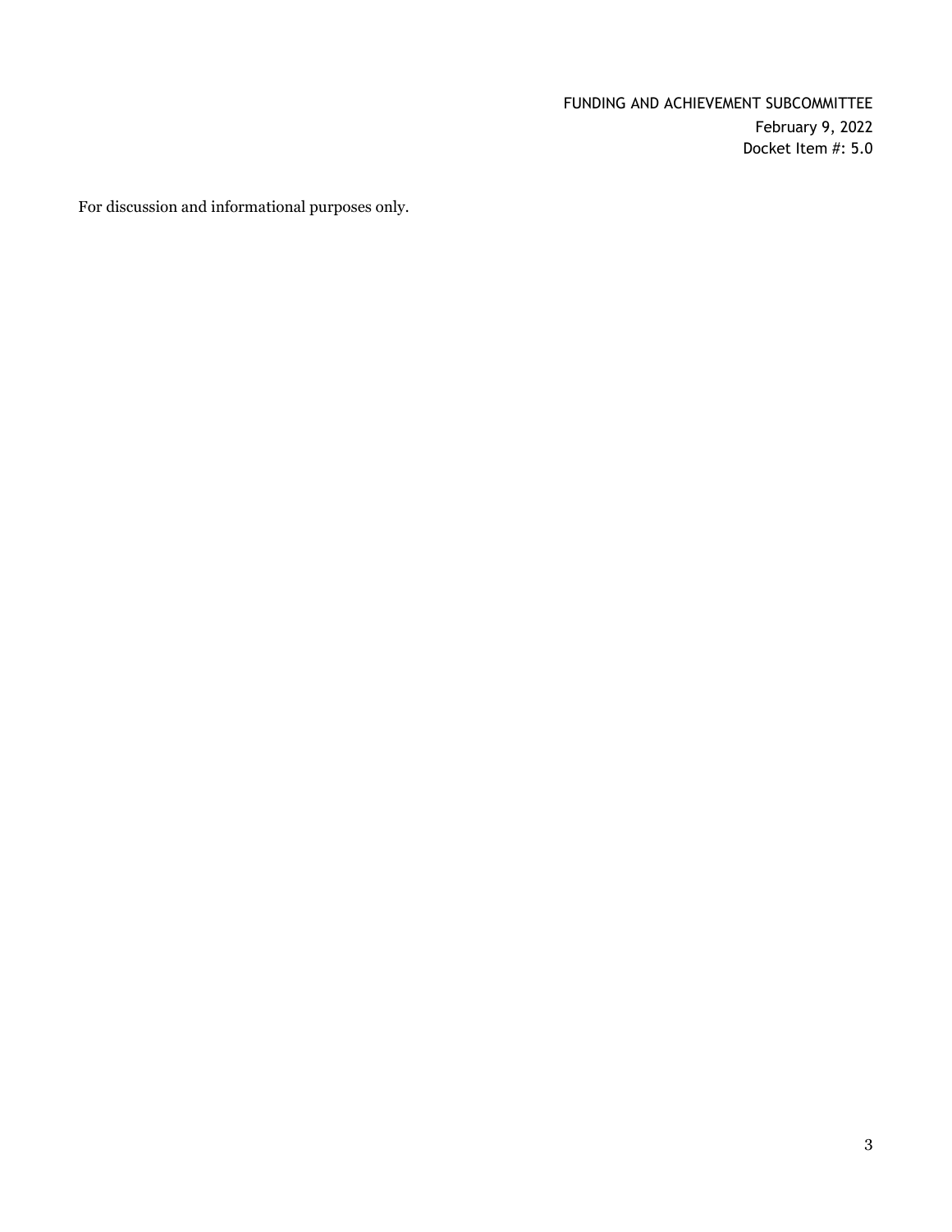FUNDING AND ACHIEVEMENT SUBCOMMITTEE
February 9, 2022
Docket Item #: 5.0

For discussion and informational purposes only.